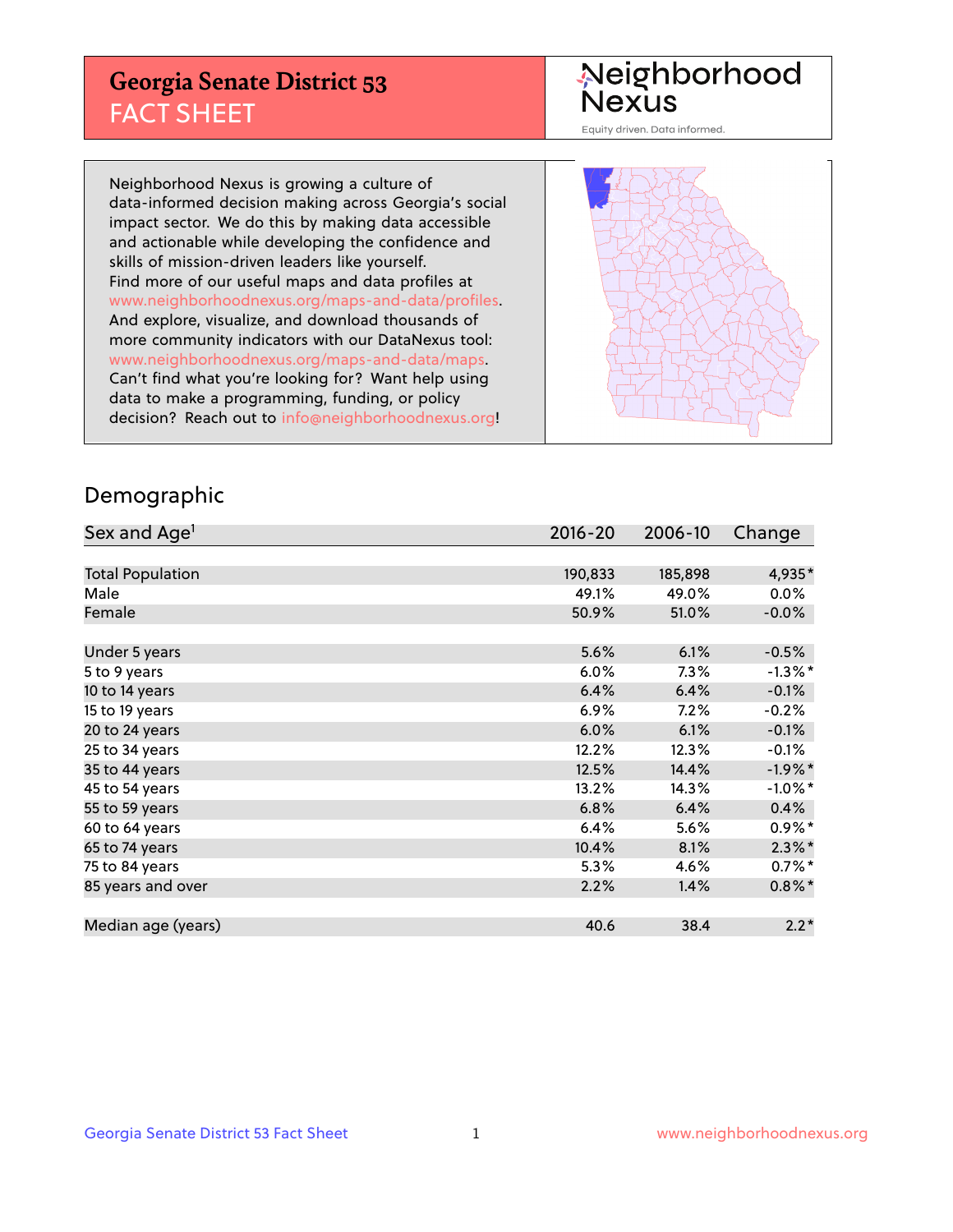# Georgia Senate District 53
## FACT SHEET

Neighborhood Nexus

Equity driven. Data informed.

Neighborhood Nexus is growing a culture of data-informed decision making across Georgia's social impact sector. We do this by making data accessible and actionable while developing the confidence and skills of mission-driven leaders like yourself. Find more of our useful maps and data profiles at www.neighborhoodnexus.org/maps-and-data/profiles. And explore, visualize, and download thousands of more community indicators with our DataNexus tool: www.neighborhoodnexus.org/maps-and-data/maps. Can't find what you're looking for? Want help using data to make a programming, funding, or policy decision? Reach out to info@neighborhoodnexus.org!

## Demographic

| Sex and Age[1] | 2016-20 | 2006-10 | Change |
|---|---|---|---|
| Total Population | 190,833 | 185,898 | 4,935* |
| Male | 49.1% | 49.0% | 0.0% |
| Female | 50.9% | 51.0% | -0.0% |
| | | | |
| Under 5 years | 5.6% | 6.1% | -0.5% |
| 5 to 9 years | 6.0% | 7.3% | -1.3%* |
| 10 to 14 years | 6.4% | 6.4% | -0.1% |
| 15 to 19 years | 6.9% | 7.2% | -0.2% |
| 20 to 24 years | 6.0% | 6.1% | -0.1% |
| 25 to 34 years | 12.2% | 12.3% | -0.1% |
| 35 to 44 years | 12.5% | 14.4% | -1.9%* |
| 45 to 54 years | 13.2% | 14.3% | -1.0%* |
| 55 to 59 years | 6.8% | 6.4% | 0.4% |
| 60 to 64 years | 6.4% | 5.6% | 0.9%* |
| 65 to 74 years | 10.4% | 8.1% | 2.3%* |
| 75 to 84 years | 5.3% | 4.6% | 0.7%* |
| 85 years and over | 2.2% | 1.4% | 0.8%* |
| | | | |
| Median age (years) | 40.6 | 38.4 | 2.2* |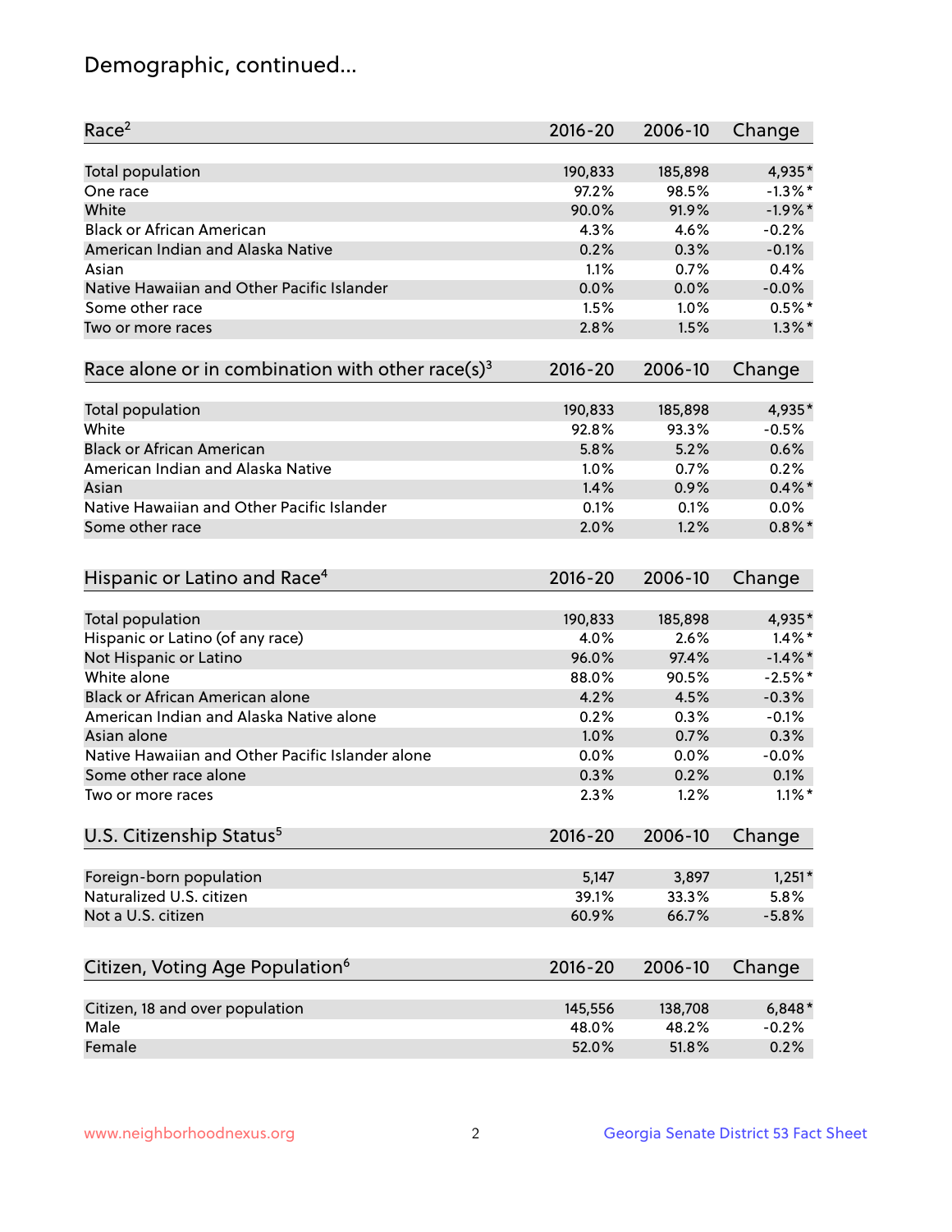# Demographic, continued...

| Race[2] | 2016-20 | 2006-10 | Change |
|---|---|---|---|
| Total population | 190,833 | 185,898 | 4,935* |
| One race | 97.2% | 98.5% | -1.3%* |
| White | 90.0% | 91.9% | -1.9%* |
| Black or African American | 4.3% | 4.6% | -0.2% |
| American Indian and Alaska Native | 0.2% | 0.3% | -0.1% |
| Asian | 1.1% | 0.7% | 0.4% |
| Native Hawaiian and Other Pacific Islander | 0.0% | 0.0% | -0.0% |
| Some other race | 1.5% | 1.0% | 0.5%* |
| Two or more races | 2.8% | 1.5% | 1.3%* |

| Race alone or in combination with other race(s)[3] | 2016-20 | 2006-10 | Change |
|---|---|---|---|
| Total population | 190,833 | 185,898 | 4,935* |
| White | 92.8% | 93.3% | -0.5% |
| Black or African American | 5.8% | 5.2% | 0.6% |
| American Indian and Alaska Native | 1.0% | 0.7% | 0.2% |
| Asian | 1.4% | 0.9% | 0.4%* |
| Native Hawaiian and Other Pacific Islander | 0.1% | 0.1% | 0.0% |
| Some other race | 2.0% | 1.2% | 0.8%* |

| Hispanic or Latino and Race[4] | 2016-20 | 2006-10 | Change |
|---|---|---|---|
| Total population | 190,833 | 185,898 | 4,935* |
| Hispanic or Latino (of any race) | 4.0% | 2.6% | 1.4%* |
| Not Hispanic or Latino | 96.0% | 97.4% | -1.4%* |
| White alone | 88.0% | 90.5% | -2.5%* |
| Black or African American alone | 4.2% | 4.5% | -0.3% |
| American Indian and Alaska Native alone | 0.2% | 0.3% | -0.1% |
| Asian alone | 1.0% | 0.7% | 0.3% |
| Native Hawaiian and Other Pacific Islander alone | 0.0% | 0.0% | -0.0% |
| Some other race alone | 0.3% | 0.2% | 0.1% |
| Two or more races | 2.3% | 1.2% | 1.1%* |

| U.S. Citizenship Status[5] | 2016-20 | 2006-10 | Change |
|---|---|---|---|
| Foreign-born population | 5,147 | 3,897 | 1,251* |
| Naturalized U.S. citizen | 39.1% | 33.3% | 5.8% |
| Not a U.S. citizen | 60.9% | 66.7% | -5.8% |

| Citizen, Voting Age Population[6] | 2016-20 | 2006-10 | Change |
|---|---|---|---|
| Citizen, 18 and over population | 145,556 | 138,708 | 6,848* |
| Male | 48.0% | 48.2% | -0.2% |
| Female | 52.0% | 51.8% | 0.2% |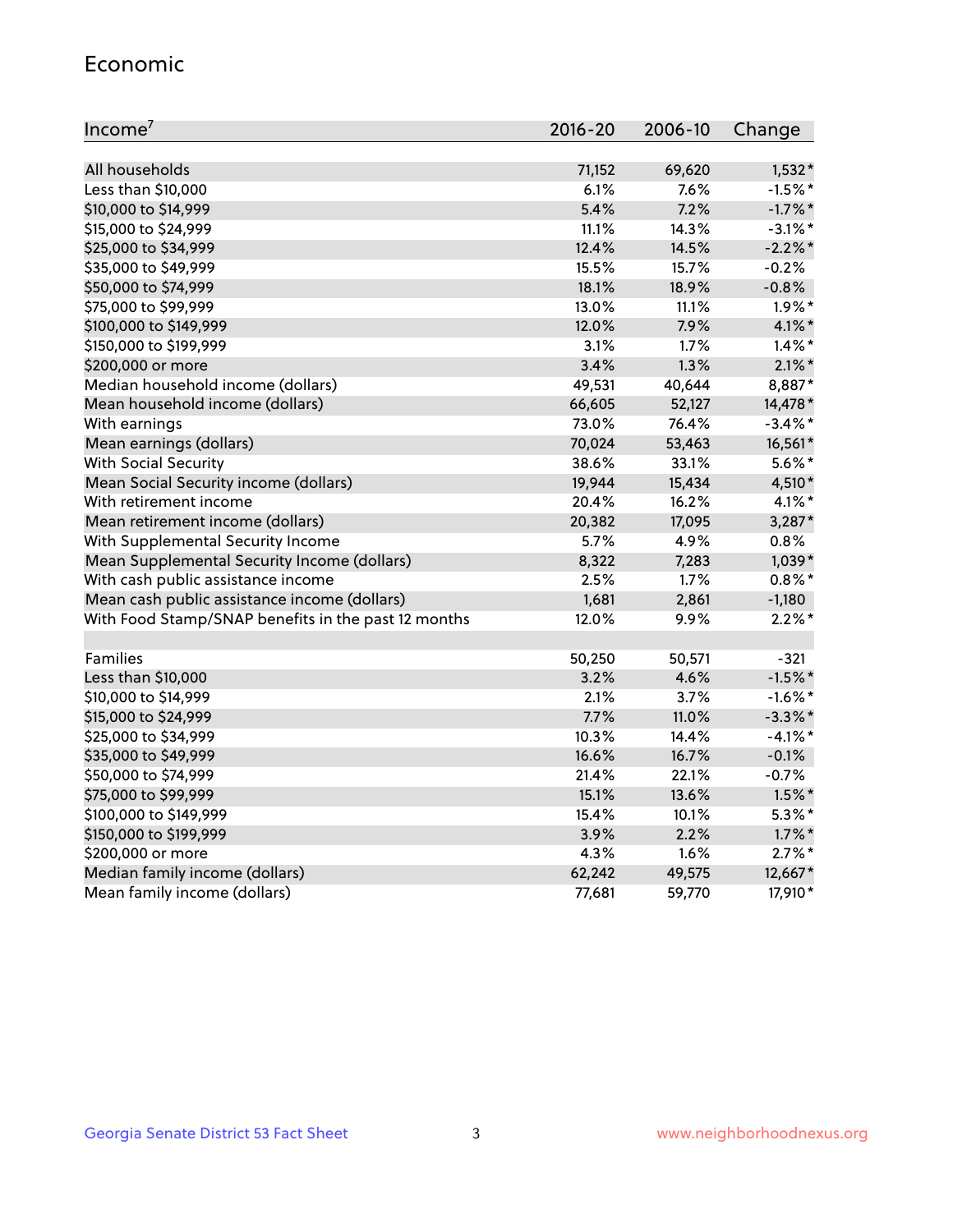## Economic

| Income[7] | 2016-20 | 2006-10 | Change |
|---|---|---|---|
| All households | 71,152 | 69,620 | 1,532* |
| Less than $10,000 | 6.1% | 7.6% | -1.5%* |
| $10,000 to $14,999 | 5.4% | 7.2% | -1.7%* |
| $15,000 to $24,999 | 11.1% | 14.3% | -3.1%* |
| $25,000 to $34,999 | 12.4% | 14.5% | -2.2%* |
| $35,000 to $49,999 | 15.5% | 15.7% | -0.2% |
| $50,000 to $74,999 | 18.1% | 18.9% | -0.8% |
| $75,000 to $99,999 | 13.0% | 11.1% | 1.9%* |
| $100,000 to $149,999 | 12.0% | 7.9% | 4.1%* |
| $150,000 to $199,999 | 3.1% | 1.7% | 1.4%* |
| $200,000 or more | 3.4% | 1.3% | 2.1%* |
| Median household income (dollars) | 49,531 | 40,644 | 8,887* |
| Mean household income (dollars) | 66,605 | 52,127 | 14,478* |
| With earnings | 73.0% | 76.4% | -3.4%* |
| Mean earnings (dollars) | 70,024 | 53,463 | 16,561* |
| With Social Security | 38.6% | 33.1% | 5.6%* |
| Mean Social Security income (dollars) | 19,944 | 15,434 | 4,510* |
| With retirement income | 20.4% | 16.2% | 4.1%* |
| Mean retirement income (dollars) | 20,382 | 17,095 | 3,287* |
| With Supplemental Security Income | 5.7% | 4.9% | 0.8% |
| Mean Supplemental Security Income (dollars) | 8,322 | 7,283 | 1,039* |
| With cash public assistance income | 2.5% | 1.7% | 0.8%* |
| Mean cash public assistance income (dollars) | 1,681 | 2,861 | -1,180 |
| With Food Stamp/SNAP benefits in the past 12 months | 12.0% | 9.9% | 2.2%* |
| | | | |
| Families | 50,250 | 50,571 | -321 |
| Less than $10,000 | 3.2% | 4.6% | -1.5%* |
| $10,000 to $14,999 | 2.1% | 3.7% | -1.6%* |
| $15,000 to $24,999 | 7.7% | 11.0% | -3.3%* |
| $25,000 to $34,999 | 10.3% | 14.4% | -4.1%* |
| $35,000 to $49,999 | 16.6% | 16.7% | -0.1% |
| $50,000 to $74,999 | 21.4% | 22.1% | -0.7% |
| $75,000 to $99,999 | 15.1% | 13.6% | 1.5%* |
| $100,000 to $149,999 | 15.4% | 10.1% | 5.3%* |
| $150,000 to $199,999 | 3.9% | 2.2% | 1.7%* |
| $200,000 or more | 4.3% | 1.6% | 2.7%* |
| Median family income (dollars) | 62,242 | 49,575 | 12,667* |
| Mean family income (dollars) | 77,681 | 59,770 | 17,910* |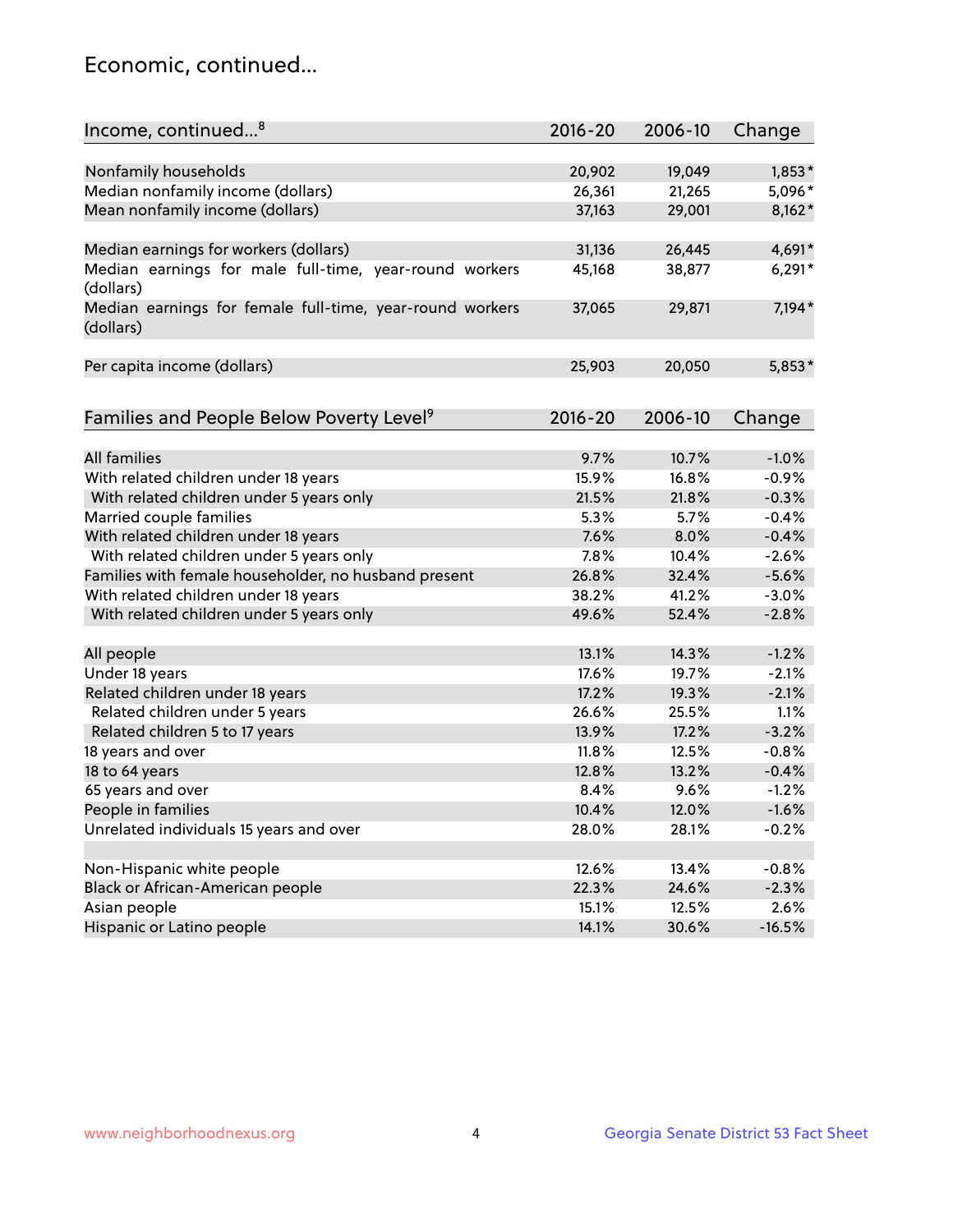## Economic, continued...

| Income, continued...[8] | 2016-20 | 2006-10 | Change |
|---|---|---|---|
| Nonfamily households | 20,902 | 19,049 | 1,853* |
| Median nonfamily income (dollars) | 26,361 | 21,265 | 5,096* |
| Mean nonfamily income (dollars) | 37,163 | 29,001 | 8,162* |
| Median earnings for workers (dollars) | 31,136 | 26,445 | 4,691* |
| Median earnings for male full-time, year-round workers (dollars) | 45,168 | 38,877 | 6,291* |
| Median earnings for female full-time, year-round workers (dollars) | 37,065 | 29,871 | 7,194* |
| Per capita income (dollars) | 25,903 | 20,050 | 5,853* |

| Families and People Below Poverty Level[9] | 2016-20 | 2006-10 | Change |
|---|---|---|---|
| All families | 9.7% | 10.7% | -1.0% |
| With related children under 18 years | 15.9% | 16.8% | -0.9% |
| With related children under 5 years only | 21.5% | 21.8% | -0.3% |
| Married couple families | 5.3% | 5.7% | -0.4% |
| With related children under 18 years | 7.6% | 8.0% | -0.4% |
| With related children under 5 years only | 7.8% | 10.4% | -2.6% |
| Families with female householder, no husband present | 26.8% | 32.4% | -5.6% |
| With related children under 18 years | 38.2% | 41.2% | -3.0% |
| With related children under 5 years only | 49.6% | 52.4% | -2.8% |
| All people | 13.1% | 14.3% | -1.2% |
| Under 18 years | 17.6% | 19.7% | -2.1% |
| Related children under 18 years | 17.2% | 19.3% | -2.1% |
| Related children under 5 years | 26.6% | 25.5% | 1.1% |
| Related children 5 to 17 years | 13.9% | 17.2% | -3.2% |
| 18 years and over | 11.8% | 12.5% | -0.8% |
| 18 to 64 years | 12.8% | 13.2% | -0.4% |
| 65 years and over | 8.4% | 9.6% | -1.2% |
| People in families | 10.4% | 12.0% | -1.6% |
| Unrelated individuals 15 years and over | 28.0% | 28.1% | -0.2% |
| Non-Hispanic white people | 12.6% | 13.4% | -0.8% |
| Black or African-American people | 22.3% | 24.6% | -2.3% |
| Asian people | 15.1% | 12.5% | 2.6% |
| Hispanic or Latino people | 14.1% | 30.6% | -16.5% |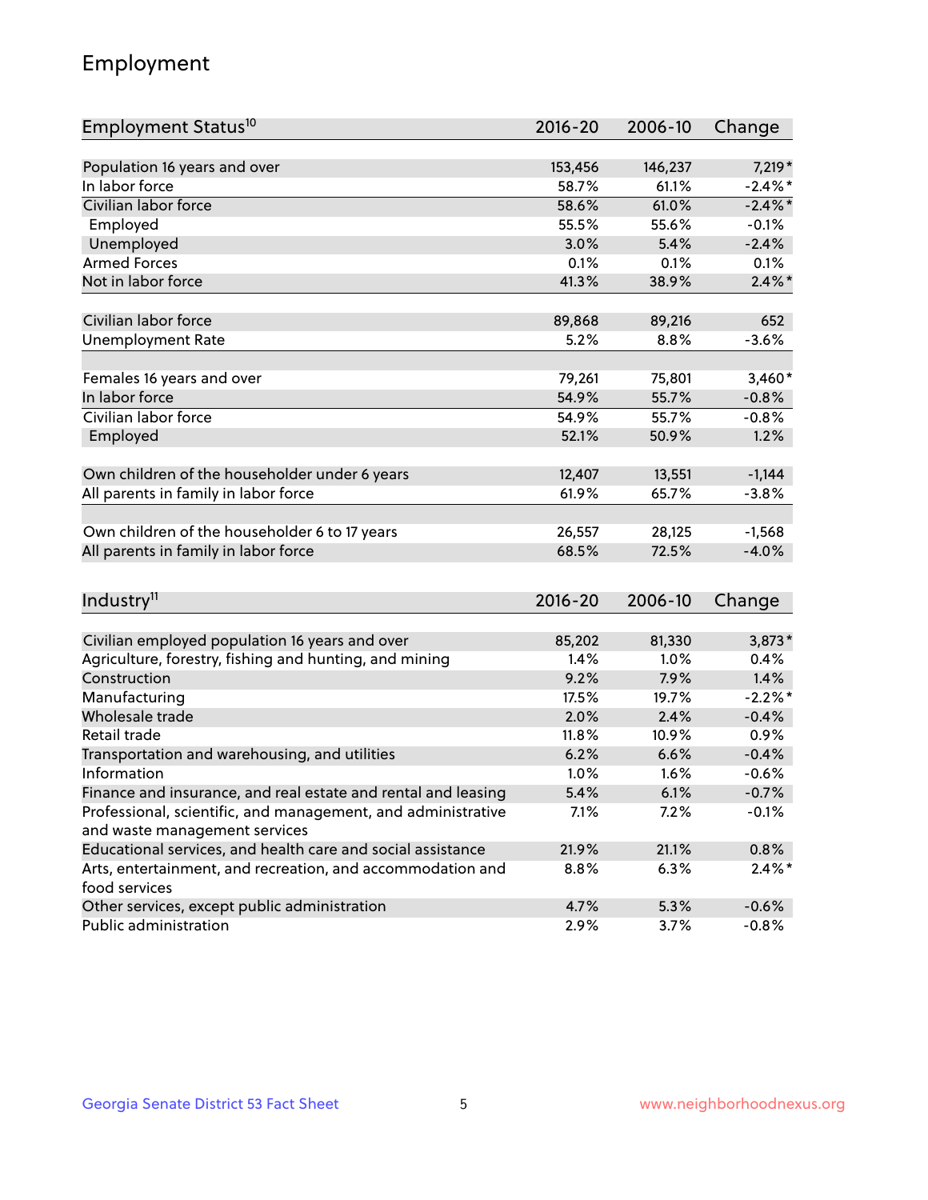# Employment

| Employment Status[10] | 2016-20 | 2006-10 | Change |
|---|---|---|---|
| Population 16 years and over | 153,456 | 146,237 | 7,219* |
| In labor force | 58.7% | 61.1% | -2.4%* |
| Civilian labor force | 58.6% | 61.0% | -2.4%* |
| Employed | 55.5% | 55.6% | -0.1% |
| Unemployed | 3.0% | 5.4% | -2.4% |
| Armed Forces | 0.1% | 0.1% | 0.1% |
| Not in labor force | 41.3% | 38.9% | 2.4%* |
| | | | |
| Civilian labor force | 89,868 | 89,216 | 652 |
| Unemployment Rate | 5.2% | 8.8% | -3.6% |
| | | | |
| Females 16 years and over | 79,261 | 75,801 | 3,460* |
| In labor force | 54.9% | 55.7% | -0.8% |
| Civilian labor force | 54.9% | 55.7% | -0.8% |
| Employed | 52.1% | 50.9% | 1.2% |
| | | | |
| Own children of the householder under 6 years | 12,407 | 13,551 | -1,144 |
| All parents in family in labor force | 61.9% | 65.7% | -3.8% |
| | | | |
| Own children of the householder 6 to 17 years | 26,557 | 28,125 | -1,568 |
| All parents in family in labor force | 68.5% | 72.5% | -4.0% |

| Industry[11] | 2016-20 | 2006-10 | Change |
|---|---|---|---|
| Civilian employed population 16 years and over | 85,202 | 81,330 | 3,873* |
| Agriculture, forestry, fishing and hunting, and mining | 1.4% | 1.0% | 0.4% |
| Construction | 9.2% | 7.9% | 1.4% |
| Manufacturing | 17.5% | 19.7% | -2.2%* |
| Wholesale trade | 2.0% | 2.4% | -0.4% |
| Retail trade | 11.8% | 10.9% | 0.9% |
| Transportation and warehousing, and utilities | 6.2% | 6.6% | -0.4% |
| Information | 1.0% | 1.6% | -0.6% |
| Finance and insurance, and real estate and rental and leasing | 5.4% | 6.1% | -0.7% |
| Professional, scientific, and management, and administrative and waste management services | 7.1% | 7.2% | -0.1% |
| Educational services, and health care and social assistance | 21.9% | 21.1% | 0.8% |
| Arts, entertainment, and recreation, and accommodation and food services | 8.8% | 6.3% | 2.4%* |
| Other services, except public administration | 4.7% | 5.3% | -0.6% |
| Public administration | 2.9% | 3.7% | -0.8% |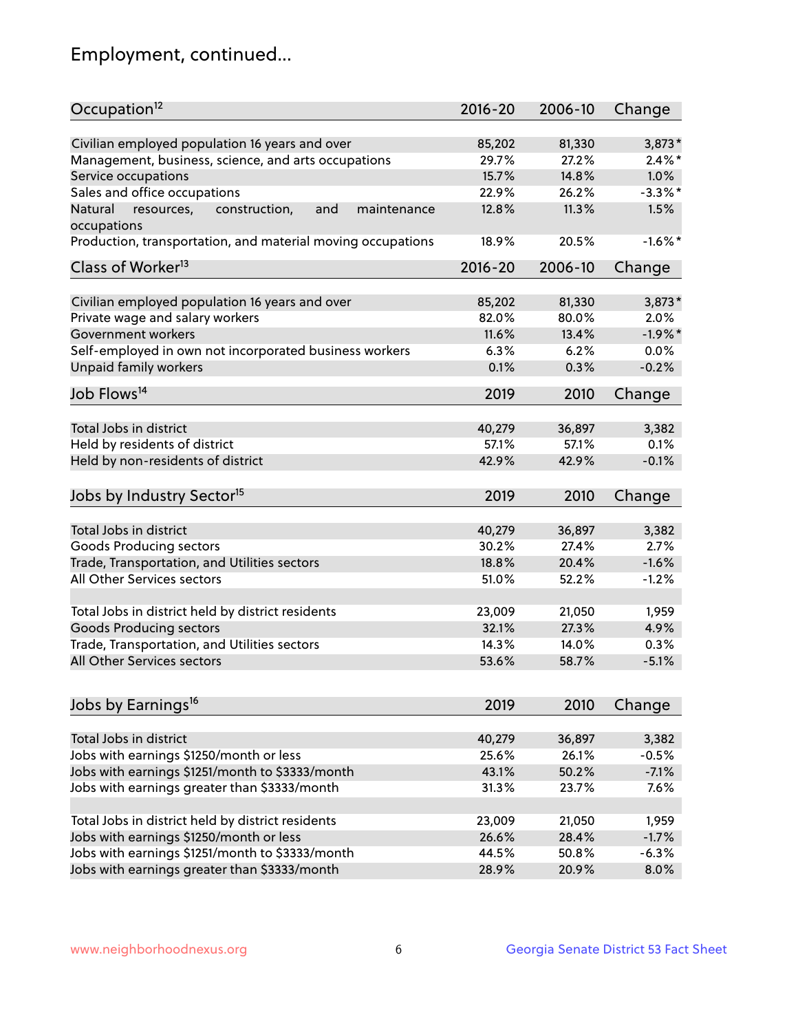# Employment, continued...

| Occupation[12] | 2016-20 | 2006-10 | Change |
|---|---|---|---|
| Civilian employed population 16 years and over | 85,202 | 81,330 | 3,873* |
| Management, business, science, and arts occupations | 29.7% | 27.2% | 2.4%* |
| Service occupations | 15.7% | 14.8% | 1.0% |
| Sales and office occupations | 22.9% | 26.2% | -3.3%* |
| Natural resources, construction, and maintenance occupations | 12.8% | 11.3% | 1.5% |
| Production, transportation, and material moving occupations | 18.9% | 20.5% | -1.6%* |

| Class of Worker[13] | 2016-20 | 2006-10 | Change |
|---|---|---|---|
| Civilian employed population 16 years and over | 85,202 | 81,330 | 3,873* |
| Private wage and salary workers | 82.0% | 80.0% | 2.0% |
| Government workers | 11.6% | 13.4% | -1.9%* |
| Self-employed in own not incorporated business workers | 6.3% | 6.2% | 0.0% |
| Unpaid family workers | 0.1% | 0.3% | -0.2% |

| Job Flows[14] | 2019 | 2010 | Change |
|---|---|---|---|
| Total Jobs in district | 40,279 | 36,897 | 3,382 |
| Held by residents of district | 57.1% | 57.1% | 0.1% |
| Held by non-residents of district | 42.9% | 42.9% | -0.1% |

| Jobs by Industry Sector[15] | 2019 | 2010 | Change |
|---|---|---|---|
| Total Jobs in district | 40,279 | 36,897 | 3,382 |
| Goods Producing sectors | 30.2% | 27.4% | 2.7% |
| Trade, Transportation, and Utilities sectors | 18.8% | 20.4% | -1.6% |
| All Other Services sectors | 51.0% | 52.2% | -1.2% |
| | | | |
| Total Jobs in district held by district residents | 23,009 | 21,050 | 1,959 |
| Goods Producing sectors | 32.1% | 27.3% | 4.9% |
| Trade, Transportation, and Utilities sectors | 14.3% | 14.0% | 0.3% |
| All Other Services sectors | 53.6% | 58.7% | -5.1% |

| Jobs by Earnings[16] | 2019 | 2010 | Change |
|---|---|---|---|
| Total Jobs in district | 40,279 | 36,897 | 3,382 |
| Jobs with earnings $1250/month or less | 25.6% | 26.1% | -0.5% |
| Jobs with earnings $1251/month to $3333/month | 43.1% | 50.2% | -7.1% |
| Jobs with earnings greater than $3333/month | 31.3% | 23.7% | 7.6% |
| | | | |
| Total Jobs in district held by district residents | 23,009 | 21,050 | 1,959 |
| Jobs with earnings $1250/month or less | 26.6% | 28.4% | -1.7% |
| Jobs with earnings $1251/month to $3333/month | 44.5% | 50.8% | -6.3% |
| Jobs with earnings greater than $3333/month | 28.9% | 20.9% | 8.0% |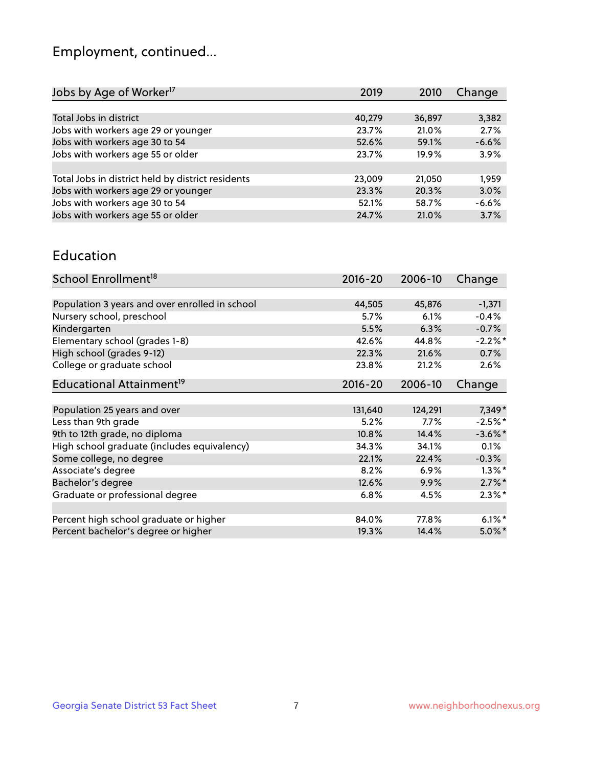# Employment, continued...

| Jobs by Age of Worker[17] | 2019 | 2010 | Change |
|---|---|---|---|
| Total Jobs in district | 40,279 | 36,897 | 3,382 |
| Jobs with workers age 29 or younger | 23.7% | 21.0% | 2.7% |
| Jobs with workers age 30 to 54 | 52.6% | 59.1% | -6.6% |
| Jobs with workers age 55 or older | 23.7% | 19.9% | 3.9% |
| | | | |
| Total Jobs in district held by district residents | 23,009 | 21,050 | 1,959 |
| Jobs with workers age 29 or younger | 23.3% | 20.3% | 3.0% |
| Jobs with workers age 30 to 54 | 52.1% | 58.7% | -6.6% |
| Jobs with workers age 55 or older | 24.7% | 21.0% | 3.7% |

## Education

| School Enrollment[18] | 2016-20 | 2006-10 | Change |
|---|---|---|---|
| Population 3 years and over enrolled in school | 44,505 | 45,876 | -1,371 |
| Nursery school, preschool | 5.7% | 6.1% | -0.4% |
| Kindergarten | 5.5% | 6.3% | -0.7% |
| Elementary school (grades 1-8) | 42.6% | 44.8% | -2.2%* |
| High school (grades 9-12) | 22.3% | 21.6% | 0.7% |
| College or graduate school | 23.8% | 21.2% | 2.6% |

| Educational Attainment[19] | 2016-20 | 2006-10 | Change |
|---|---|---|---|
| Population 25 years and over | 131,640 | 124,291 | 7,349* |
| Less than 9th grade | 5.2% | 7.7% | -2.5%* |
| 9th to 12th grade, no diploma | 10.8% | 14.4% | -3.6%* |
| High school graduate (includes equivalency) | 34.3% | 34.1% | 0.1% |
| Some college, no degree | 22.1% | 22.4% | -0.3% |
| Associate's degree | 8.2% | 6.9% | 1.3%* |
| Bachelor's degree | 12.6% | 9.9% | 2.7%* |
| Graduate or professional degree | 6.8% | 4.5% | 2.3%* |
| | | | |
| Percent high school graduate or higher | 84.0% | 77.8% | 6.1%* |
| Percent bachelor's degree or higher | 19.3% | 14.4% | 5.0%* |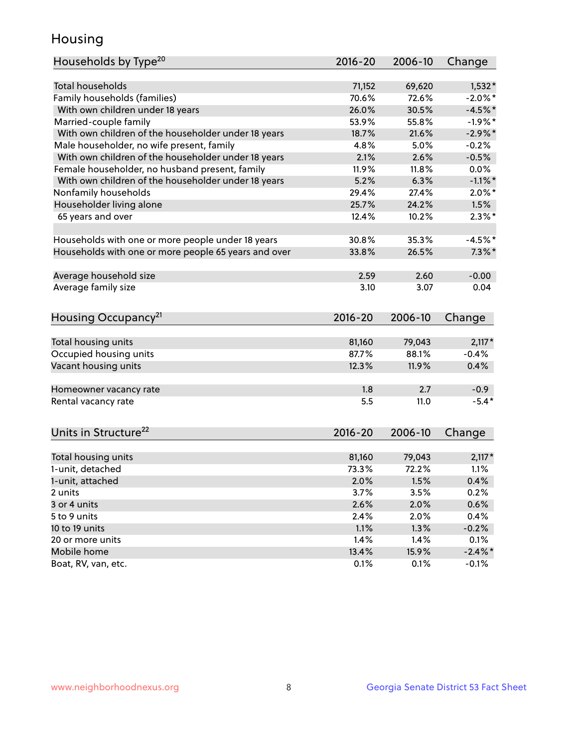# Housing

| Households by Type[20] | 2016-20 | 2006-10 | Change |
|---|---|---|---|
| Total households | 71,152 | 69,620 | 1,532* |
| Family households (families) | 70.6% | 72.6% | -2.0%* |
| With own children under 18 years | 26.0% | 30.5% | -4.5%* |
| Married-couple family | 53.9% | 55.8% | -1.9%* |
| With own children of the householder under 18 years | 18.7% | 21.6% | -2.9%* |
| Male householder, no wife present, family | 4.8% | 5.0% | -0.2% |
| With own children of the householder under 18 years | 2.1% | 2.6% | -0.5% |
| Female householder, no husband present, family | 11.9% | 11.8% | 0.0% |
| With own children of the householder under 18 years | 5.2% | 6.3% | -1.1%* |
| Nonfamily households | 29.4% | 27.4% | 2.0%* |
| Householder living alone | 25.7% | 24.2% | 1.5% |
| 65 years and over | 12.4% | 10.2% | 2.3%* |
| | | | |
| Households with one or more people under 18 years | 30.8% | 35.3% | -4.5%* |
| Households with one or more people 65 years and over | 33.8% | 26.5% | 7.3%* |
| | | | |
| Average household size | 2.59 | 2.60 | -0.00 |
| Average family size | 3.10 | 3.07 | 0.04 |

| Housing Occupancy[21] | 2016-20 | 2006-10 | Change |
|---|---|---|---|
| Total housing units | 81,160 | 79,043 | 2,117* |
| Occupied housing units | 87.7% | 88.1% | -0.4% |
| Vacant housing units | 12.3% | 11.9% | 0.4% |
| | | | |
| Homeowner vacancy rate | 1.8 | 2.7 | -0.9 |
| Rental vacancy rate | 5.5 | 11.0 | -5.4* |

| Units in Structure[22] | 2016-20 | 2006-10 | Change |
|---|---|---|---|
| Total housing units | 81,160 | 79,043 | 2,117* |
| 1-unit, detached | 73.3% | 72.2% | 1.1% |
| 1-unit, attached | 2.0% | 1.5% | 0.4% |
| 2 units | 3.7% | 3.5% | 0.2% |
| 3 or 4 units | 2.6% | 2.0% | 0.6% |
| 5 to 9 units | 2.4% | 2.0% | 0.4% |
| 10 to 19 units | 1.1% | 1.3% | -0.2% |
| 20 or more units | 1.4% | 1.4% | 0.1% |
| Mobile home | 13.4% | 15.9% | -2.4%* |
| Boat, RV, van, etc. | 0.1% | 0.1% | -0.1% |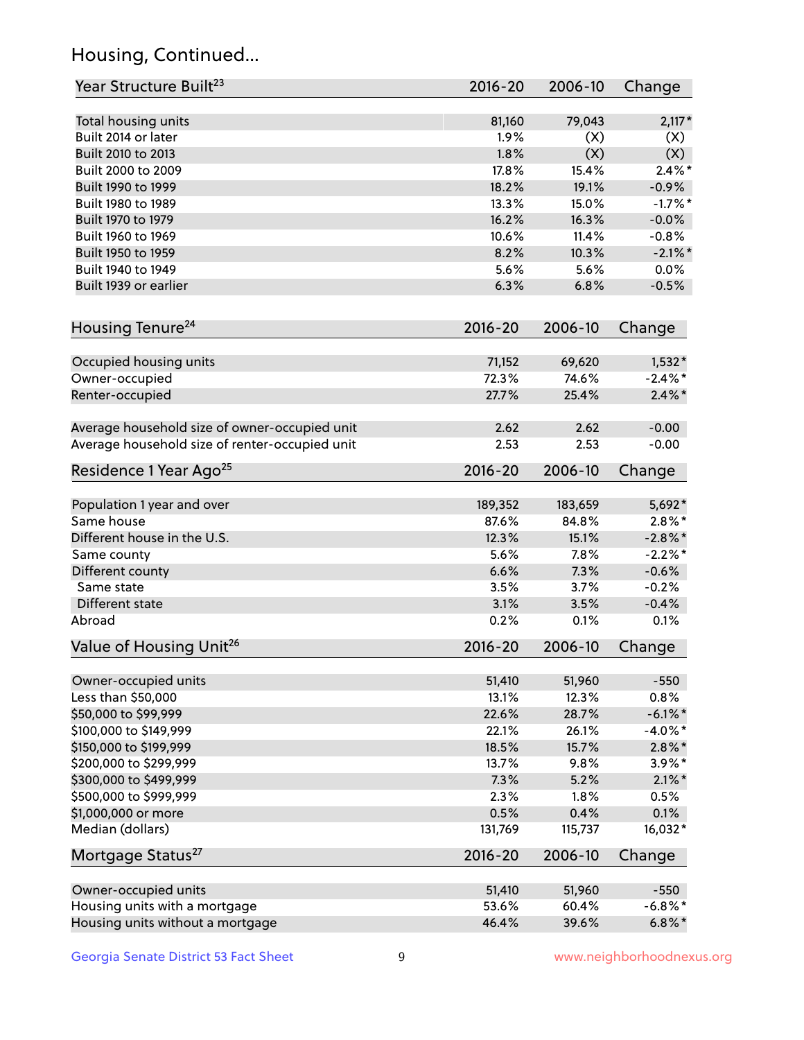## Housing, Continued...

| Year Structure Built[23] | 2016-20 | 2006-10 | Change |
|---|---|---|---|
| Total housing units | 81,160 | 79,043 | 2,117* |
| Built 2014 or later | 1.9% | (X) | (X) |
| Built 2010 to 2013 | 1.8% | (X) | (X) |
| Built 2000 to 2009 | 17.8% | 15.4% | 2.4%* |
| Built 1990 to 1999 | 18.2% | 19.1% | -0.9% |
| Built 1980 to 1989 | 13.3% | 15.0% | -1.7%* |
| Built 1970 to 1979 | 16.2% | 16.3% | -0.0% |
| Built 1960 to 1969 | 10.6% | 11.4% | -0.8% |
| Built 1950 to 1959 | 8.2% | 10.3% | -2.1%* |
| Built 1940 to 1949 | 5.6% | 5.6% | 0.0% |
| Built 1939 or earlier | 6.3% | 6.8% | -0.5% |

| Housing Tenure[24] | 2016-20 | 2006-10 | Change |
|---|---|---|---|
| Occupied housing units | 71,152 | 69,620 | 1,532* |
| Owner-occupied | 72.3% | 74.6% | -2.4%* |
| Renter-occupied | 27.7% | 25.4% | 2.4%* |
| Average household size of owner-occupied unit | 2.62 | 2.62 | -0.00 |
| Average household size of renter-occupied unit | 2.53 | 2.53 | -0.00 |

| Residence 1 Year Ago[25] | 2016-20 | 2006-10 | Change |
|---|---|---|---|
| Population 1 year and over | 189,352 | 183,659 | 5,692* |
| Same house | 87.6% | 84.8% | 2.8%* |
| Different house in the U.S. | 12.3% | 15.1% | -2.8%* |
| Same county | 5.6% | 7.8% | -2.2%* |
| Different county | 6.6% | 7.3% | -0.6% |
| Same state | 3.5% | 3.7% | -0.2% |
| Different state | 3.1% | 3.5% | -0.4% |
| Abroad | 0.2% | 0.1% | 0.1% |

| Value of Housing Unit[26] | 2016-20 | 2006-10 | Change |
|---|---|---|---|
| Owner-occupied units | 51,410 | 51,960 | -550 |
| Less than $50,000 | 13.1% | 12.3% | 0.8% |
| $50,000 to $99,999 | 22.6% | 28.7% | -6.1%* |
| $100,000 to $149,999 | 22.1% | 26.1% | -4.0%* |
| $150,000 to $199,999 | 18.5% | 15.7% | 2.8%* |
| $200,000 to $299,999 | 13.7% | 9.8% | 3.9%* |
| $300,000 to $499,999 | 7.3% | 5.2% | 2.1%* |
| $500,000 to $999,999 | 2.3% | 1.8% | 0.5% |
| $1,000,000 or more | 0.5% | 0.4% | 0.1% |
| Median (dollars) | 131,769 | 115,737 | 16,032* |

| Mortgage Status[27] | 2016-20 | 2006-10 | Change |
|---|---|---|---|
| Owner-occupied units | 51,410 | 51,960 | -550 |
| Housing units with a mortgage | 53.6% | 60.4% | -6.8%* |
| Housing units without a mortgage | 46.4% | 39.6% | 6.8%* |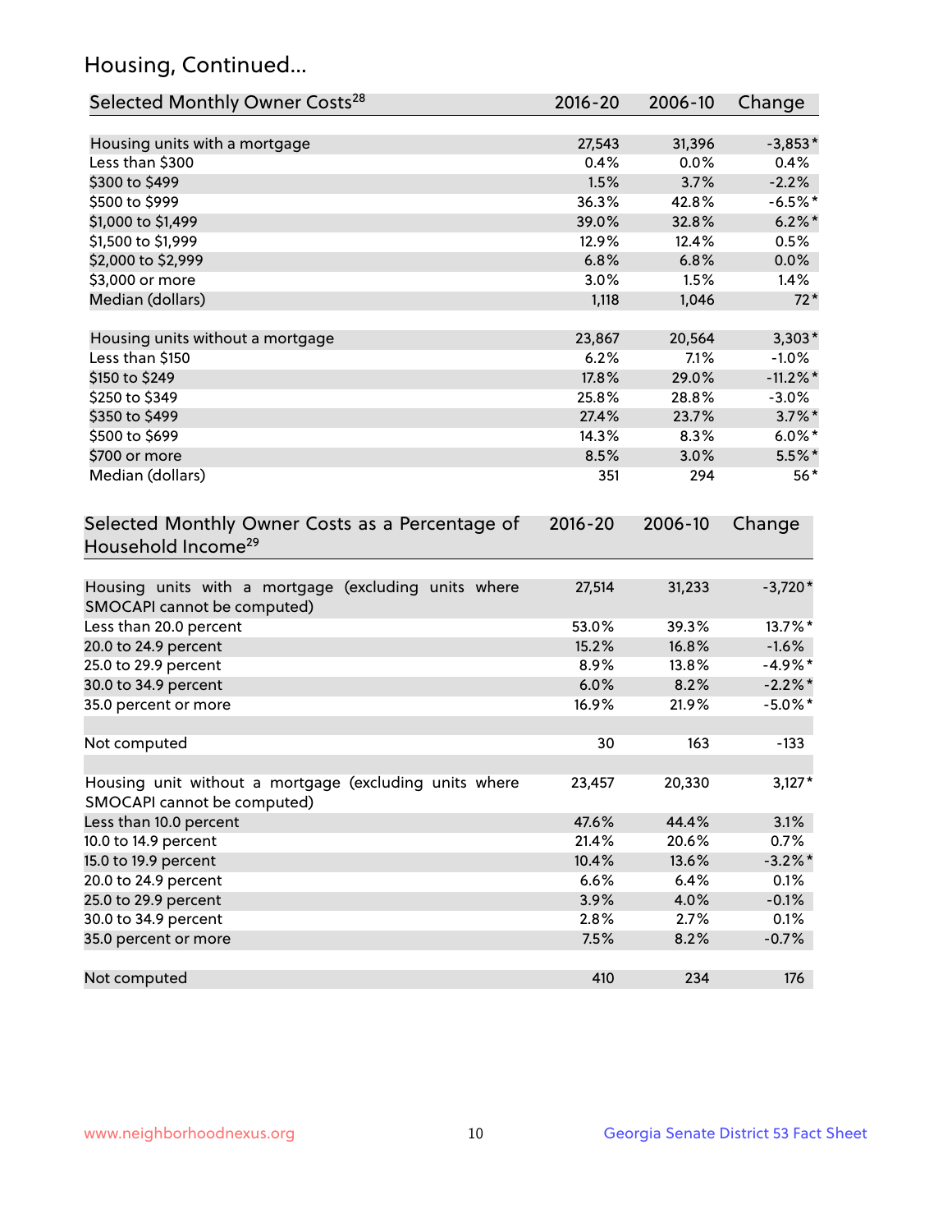## Housing, Continued...

| Selected Monthly Owner Costs[28] | 2016-20 | 2006-10 | Change |
|---|---|---|---|
| Housing units with a mortgage | 27,543 | 31,396 | -3,853* |
| Less than $300 | 0.4% | 0.0% | 0.4% |
| $300 to $499 | 1.5% | 3.7% | -2.2% |
| $500 to $999 | 36.3% | 42.8% | -6.5%* |
| $1,000 to $1,499 | 39.0% | 32.8% | 6.2%* |
| $1,500 to $1,999 | 12.9% | 12.4% | 0.5% |
| $2,000 to $2,999 | 6.8% | 6.8% | 0.0% |
| $3,000 or more | 3.0% | 1.5% | 1.4% |
| Median (dollars) | 1,118 | 1,046 | 72* |
| | | | |
| Housing units without a mortgage | 23,867 | 20,564 | 3,303* |
| Less than $150 | 6.2% | 7.1% | -1.0% |
| $150 to $249 | 17.8% | 29.0% | -11.2%* |
| $250 to $349 | 25.8% | 28.8% | -3.0% |
| $350 to $499 | 27.4% | 23.7% | 3.7%* |
| $500 to $699 | 14.3% | 8.3% | 6.0%* |
| $700 or more | 8.5% | 3.0% | 5.5%* |
| Median (dollars) | 351 | 294 | 56* |

| Selected Monthly Owner Costs as a Percentage of Household Income[29] | 2016-20 | 2006-10 | Change |
|---|---|---|---|
| Housing units with a mortgage (excluding units where SMOCAPI cannot be computed) | 27,514 | 31,233 | -3,720* |
| Less than 20.0 percent | 53.0% | 39.3% | 13.7%* |
| 20.0 to 24.9 percent | 15.2% | 16.8% | -1.6% |
| 25.0 to 29.9 percent | 8.9% | 13.8% | -4.9%* |
| 30.0 to 34.9 percent | 6.0% | 8.2% | -2.2%* |
| 35.0 percent or more | 16.9% | 21.9% | -5.0%* |
| | | | |
| Not computed | 30 | 163 | -133 |
| | | | |
| Housing unit without a mortgage (excluding units where SMOCAPI cannot be computed) | 23,457 | 20,330 | 3,127* |
| Less than 10.0 percent | 47.6% | 44.4% | 3.1% |
| 10.0 to 14.9 percent | 21.4% | 20.6% | 0.7% |
| 15.0 to 19.9 percent | 10.4% | 13.6% | -3.2%* |
| 20.0 to 24.9 percent | 6.6% | 6.4% | 0.1% |
| 25.0 to 29.9 percent | 3.9% | 4.0% | -0.1% |
| 30.0 to 34.9 percent | 2.8% | 2.7% | 0.1% |
| 35.0 percent or more | 7.5% | 8.2% | -0.7% |
| | | | |
| Not computed | 410 | 234 | 176 |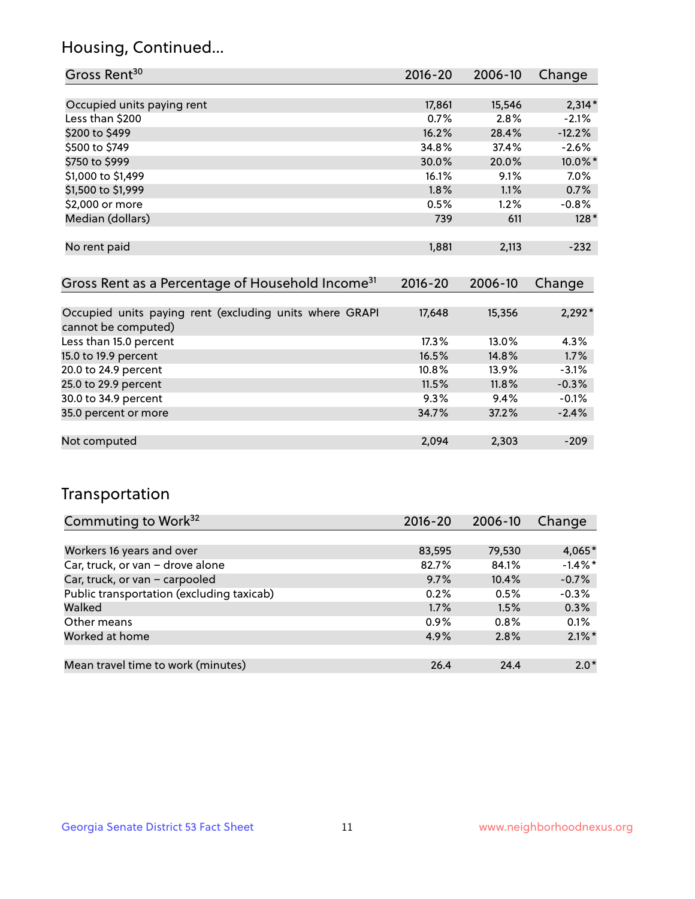## Housing, Continued...

| Gross Rent[30] | 2016-20 | 2006-10 | Change |
|---|---|---|---|
| Occupied units paying rent | 17,861 | 15,546 | 2,314* |
| Less than $200 | 0.7% | 2.8% | -2.1% |
| $200 to $499 | 16.2% | 28.4% | -12.2% |
| $500 to $749 | 34.8% | 37.4% | -2.6% |
| $750 to $999 | 30.0% | 20.0% | 10.0%* |
| $1,000 to $1,499 | 16.1% | 9.1% | 7.0% |
| $1,500 to $1,999 | 1.8% | 1.1% | 0.7% |
| $2,000 or more | 0.5% | 1.2% | -0.8% |
| Median (dollars) | 739 | 611 | 128* |
| No rent paid | 1,881 | 2,113 | -232 |

| Gross Rent as a Percentage of Household Income[31] | 2016-20 | 2006-10 | Change |
|---|---|---|---|
| Occupied units paying rent (excluding units where GRAPI cannot be computed) | 17,648 | 15,356 | 2,292* |
| Less than 15.0 percent | 17.3% | 13.0% | 4.3% |
| 15.0 to 19.9 percent | 16.5% | 14.8% | 1.7% |
| 20.0 to 24.9 percent | 10.8% | 13.9% | -3.1% |
| 25.0 to 29.9 percent | 11.5% | 11.8% | -0.3% |
| 30.0 to 34.9 percent | 9.3% | 9.4% | -0.1% |
| 35.0 percent or more | 34.7% | 37.2% | -2.4% |
| Not computed | 2,094 | 2,303 | -209 |

## Transportation

| Commuting to Work[32] | 2016-20 | 2006-10 | Change |
|---|---|---|---|
| Workers 16 years and over | 83,595 | 79,530 | 4,065* |
| Car, truck, or van – drove alone | 82.7% | 84.1% | -1.4%* |
| Car, truck, or van – carpooled | 9.7% | 10.4% | -0.7% |
| Public transportation (excluding taxicab) | 0.2% | 0.5% | -0.3% |
| Walked | 1.7% | 1.5% | 0.3% |
| Other means | 0.9% | 0.8% | 0.1% |
| Worked at home | 4.9% | 2.8% | 2.1%* |
| Mean travel time to work (minutes) | 26.4 | 24.4 | 2.0* |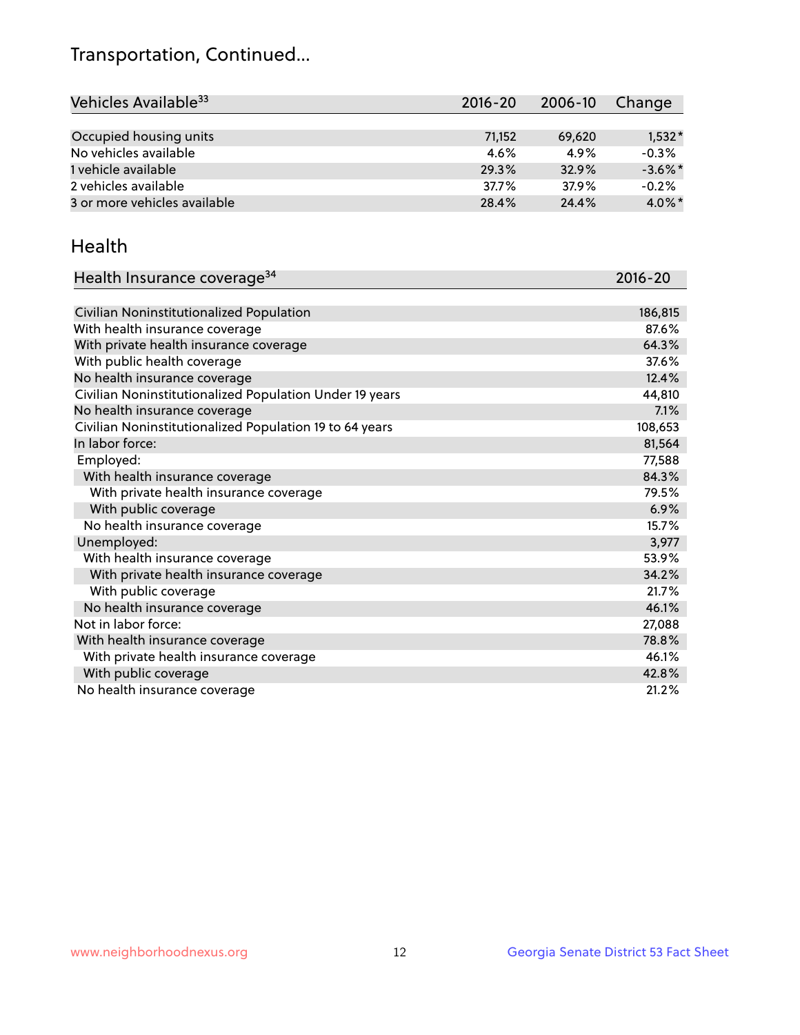# Transportation, Continued...

| Vehicles Available[33] | 2016-20 | 2006-10 | Change |
|---|---|---|---|
| Occupied housing units | 71,152 | 69,620 | 1,532* |
| No vehicles available | 4.6% | 4.9% | -0.3% |
| 1 vehicle available | 29.3% | 32.9% | -3.6%* |
| 2 vehicles available | 37.7% | 37.9% | -0.2% |
| 3 or more vehicles available | 28.4% | 24.4% | 4.0%* |

## Health

| Health Insurance coverage[34] | 2016-20 |
|---|---|
| Civilian Noninstitutionalized Population | 186,815 |
| With health insurance coverage | 87.6% |
| With private health insurance coverage | 64.3% |
| With public health coverage | 37.6% |
| No health insurance coverage | 12.4% |
| Civilian Noninstitutionalized Population Under 19 years | 44,810 |
| No health insurance coverage | 7.1% |
| Civilian Noninstitutionalized Population 19 to 64 years | 108,653 |
| In labor force: | 81,564 |
| Employed: | 77,588 |
| With health insurance coverage | 84.3% |
| With private health insurance coverage | 79.5% |
| With public coverage | 6.9% |
| No health insurance coverage | 15.7% |
| Unemployed: | 3,977 |
| With health insurance coverage | 53.9% |
| With private health insurance coverage | 34.2% |
| With public coverage | 21.7% |
| No health insurance coverage | 46.1% |
| Not in labor force: | 27,088 |
| With health insurance coverage | 78.8% |
| With private health insurance coverage | 46.1% |
| With public coverage | 42.8% |
| No health insurance coverage | 21.2% |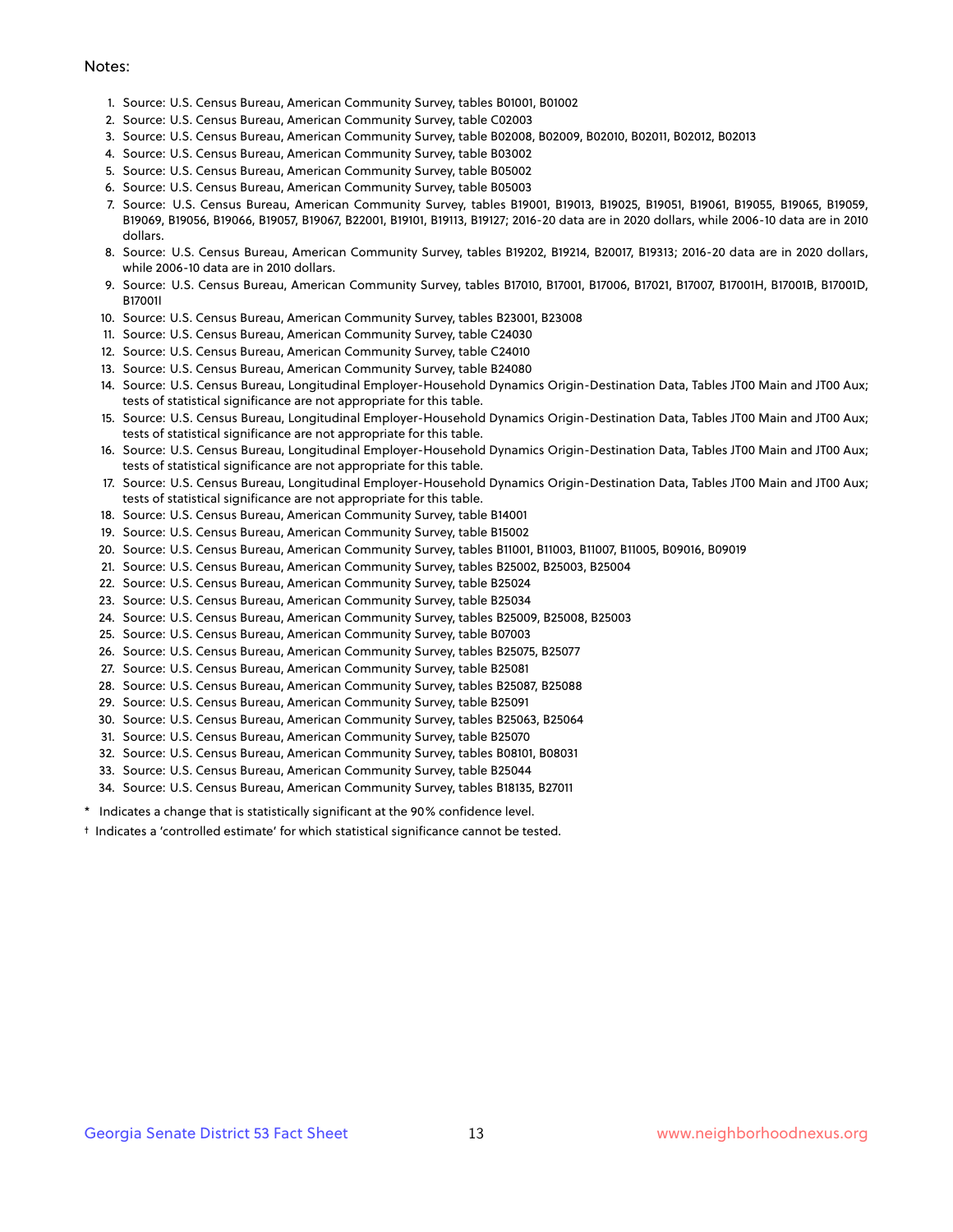Notes:

1. Source: U.S. Census Bureau, American Community Survey, tables B01001, B01002
2. Source: U.S. Census Bureau, American Community Survey, table C02003
3. Source: U.S. Census Bureau, American Community Survey, table B02008, B02009, B02010, B02011, B02012, B02013
4. Source: U.S. Census Bureau, American Community Survey, table B03002
5. Source: U.S. Census Bureau, American Community Survey, table B05002
6. Source: U.S. Census Bureau, American Community Survey, table B05003
7. Source: U.S. Census Bureau, American Community Survey, tables B19001, B19013, B19025, B19051, B19061, B19055, B19065, B19059, B19069, B19056, B19066, B19057, B19067, B22001, B19101, B19113, B19127; 2016-20 data are in 2020 dollars, while 2006-10 data are in 2010 dollars.
8. Source: U.S. Census Bureau, American Community Survey, tables B19202, B19214, B20017, B19313; 2016-20 data are in 2020 dollars, while 2006-10 data are in 2010 dollars.
9. Source: U.S. Census Bureau, American Community Survey, tables B17010, B17001, B17006, B17021, B17007, B17001H, B17001B, B17001D, B17001I
10. Source: U.S. Census Bureau, American Community Survey, tables B23001, B23008
11. Source: U.S. Census Bureau, American Community Survey, table C24030
12. Source: U.S. Census Bureau, American Community Survey, table C24010
13. Source: U.S. Census Bureau, American Community Survey, table B24080
14. Source: U.S. Census Bureau, Longitudinal Employer-Household Dynamics Origin-Destination Data, Tables JT00 Main and JT00 Aux; tests of statistical significance are not appropriate for this table.
15. Source: U.S. Census Bureau, Longitudinal Employer-Household Dynamics Origin-Destination Data, Tables JT00 Main and JT00 Aux; tests of statistical significance are not appropriate for this table.
16. Source: U.S. Census Bureau, Longitudinal Employer-Household Dynamics Origin-Destination Data, Tables JT00 Main and JT00 Aux; tests of statistical significance are not appropriate for this table.
17. Source: U.S. Census Bureau, Longitudinal Employer-Household Dynamics Origin-Destination Data, Tables JT00 Main and JT00 Aux; tests of statistical significance are not appropriate for this table.
18. Source: U.S. Census Bureau, American Community Survey, table B14001
19. Source: U.S. Census Bureau, American Community Survey, table B15002
20. Source: U.S. Census Bureau, American Community Survey, tables B11001, B11003, B11007, B11005, B09016, B09019
21. Source: U.S. Census Bureau, American Community Survey, tables B25002, B25003, B25004
22. Source: U.S. Census Bureau, American Community Survey, table B25024
23. Source: U.S. Census Bureau, American Community Survey, table B25034
24. Source: U.S. Census Bureau, American Community Survey, tables B25009, B25008, B25003
25. Source: U.S. Census Bureau, American Community Survey, table B07003
26. Source: U.S. Census Bureau, American Community Survey, tables B25075, B25077
27. Source: U.S. Census Bureau, American Community Survey, table B25081
28. Source: U.S. Census Bureau, American Community Survey, tables B25087, B25088
29. Source: U.S. Census Bureau, American Community Survey, table B25091
30. Source: U.S. Census Bureau, American Community Survey, tables B25063, B25064
31. Source: U.S. Census Bureau, American Community Survey, table B25070
32. Source: U.S. Census Bureau, American Community Survey, tables B08101, B08031
33. Source: U.S. Census Bureau, American Community Survey, table B25044
34. Source: U.S. Census Bureau, American Community Survey, tables B18135, B27011

\* Indicates a change that is statistically significant at the 90% confidence level.

† Indicates a 'controlled estimate' for which statistical significance cannot be tested.